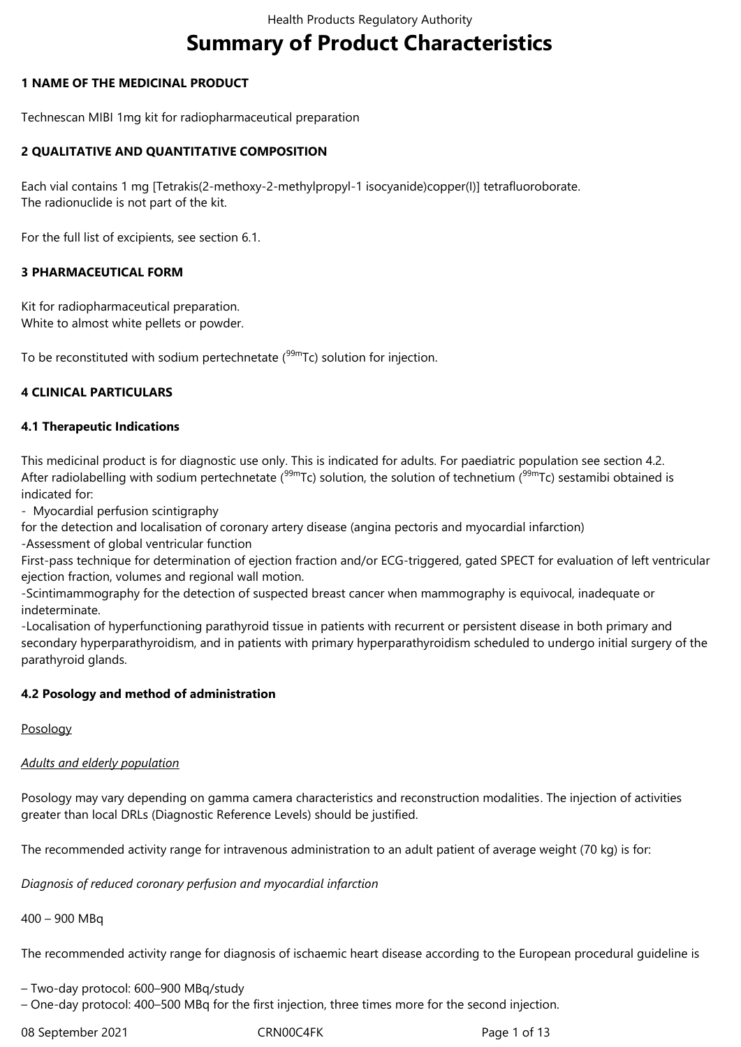# Summary of Product Characteristics

## 1 NAME OF THE MEDICINAL PRODUCT

Technescan MIBI 1mg kit for radiopharmaceutical preparation

## 2 QUALITATIVE AND QUANTITATIVE COMPOSITION

Each vial contains 1 mg [Tetrakis(2-methoxy-2-methylpropyl-1 isocyanide)copper(I)] tetrafluoroborate.
The radionuclide is not part of the kit.

For the full list of excipients, see section 6.1.

## 3 PHARMACEUTICAL FORM

Kit for radiopharmaceutical preparation.
White to almost white pellets or powder.

To be reconstituted with sodium pertechnetate ($^{99m}$Tc) solution for injection.

## 4 CLINICAL PARTICULARS

### 4.1 Therapeutic Indications

This medicinal product is for diagnostic use only. This is indicated for adults. For paediatric population see section 4.2.
After radiolabelling with sodium pertechnetate ($^{99m}$Tc) solution, the solution of technetium ($^{99m}$Tc) sestamibi obtained is indicated for:

- Myocardial perfusion scintigraphy

for the detection and localisation of coronary artery disease (angina pectoris and myocardial infarction)

-Assessment of global ventricular function

First-pass technique for determination of ejection fraction and/or ECG-triggered, gated SPECT for evaluation of left ventricular ejection fraction, volumes and regional wall motion.

-Scintimammography for the detection of suspected breast cancer when mammography is equivocal, inadequate or indeterminate.

-Localisation of hyperfunctioning parathyroid tissue in patients with recurrent or persistent disease in both primary and secondary hyperparathyroidism, and in patients with primary hyperparathyroidism scheduled to undergo initial surgery of the parathyroid glands.

### 4.2 Posology and method of administration

Posology

*Adults and elderly population*

Posology may vary depending on gamma camera characteristics and reconstruction modalities. The injection of activities greater than local DRLs (Diagnostic Reference Levels) should be justified.

The recommended activity range for intravenous administration to an adult patient of average weight (70 kg) is for:

*Diagnosis of reduced coronary perfusion and myocardial infarction*

400 – 900 MBq

The recommended activity range for diagnosis of ischaemic heart disease according to the European procedural guideline is

– Two-day protocol: 600–900 MBq/study
– One-day protocol: 400–500 MBq for the first injection, three times more for the second injection.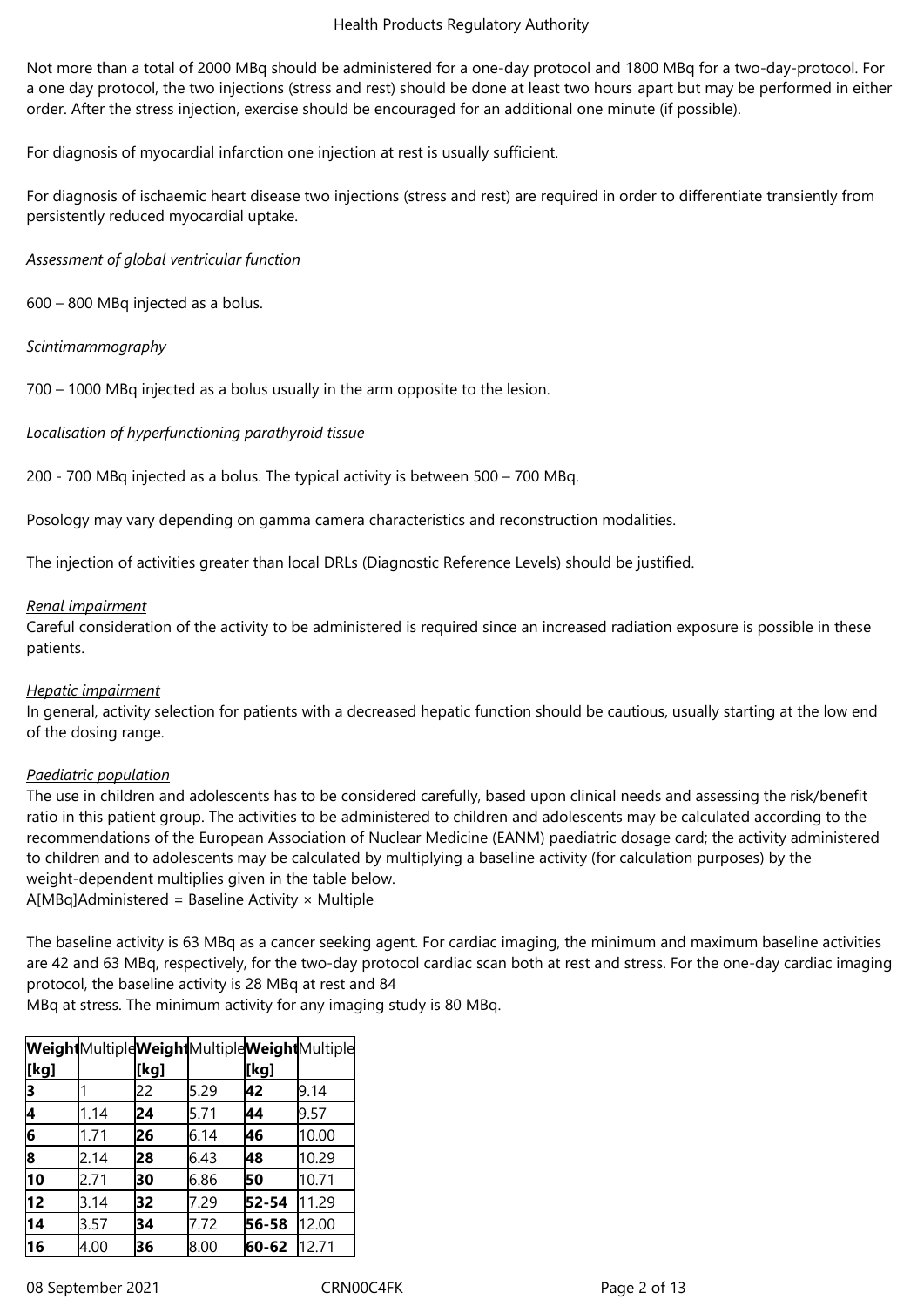Not more than a total of 2000 MBq should be administered for a one-day protocol and 1800 MBq for a two-day-protocol. For a one day protocol, the two injections (stress and rest) should be done at least two hours apart but may be performed in either order. After the stress injection, exercise should be encouraged for an additional one minute (if possible).

For diagnosis of myocardial infarction one injection at rest is usually sufficient.

For diagnosis of ischaemic heart disease two injections (stress and rest) are required in order to differentiate transiently from persistently reduced myocardial uptake.

*Assessment of global ventricular function*

600 – 800 MBq injected as a bolus.

*Scintimammography*

700 – 1000 MBq injected as a bolus usually in the arm opposite to the lesion.

*Localisation of hyperfunctioning parathyroid tissue*

200 - 700 MBq injected as a bolus. The typical activity is between 500 – 700 MBq.

Posology may vary depending on gamma camera characteristics and reconstruction modalities.

The injection of activities greater than local DRLs (Diagnostic Reference Levels) should be justified.

*Renal impairment*
Careful consideration of the activity to be administered is required since an increased radiation exposure is possible in these patients.

*Hepatic impairment*
In general, activity selection for patients with a decreased hepatic function should be cautious, usually starting at the low end of the dosing range.

*Paediatric population*
The use in children and adolescents has to be considered carefully, based upon clinical needs and assessing the risk/benefit ratio in this patient group. The activities to be administered to children and adolescents may be calculated according to the recommendations of the European Association of Nuclear Medicine (EANM) paediatric dosage card; the activity administered to children and to adolescents may be calculated by multiplying a baseline activity (for calculation purposes) by the weight-dependent multiplies given in the table below.
A[MBq]Administered = Baseline Activity × Multiple

The baseline activity is 63 MBq as a cancer seeking agent. For cardiac imaging, the minimum and maximum baseline activities are 42 and 63 MBq, respectively, for the two-day protocol cardiac scan both at rest and stress. For the one-day cardiac imaging protocol, the baseline activity is 28 MBq at rest and 84
MBq at stress. The minimum activity for any imaging study is 80 MBq.

| **Weight [kg]** | Multiple | **Weight [kg]** | Multiple | **Weight [kg]** | Multiple |
|---|---|---|---|---|---|
| **3** | 1 | 22 | 5.29 | **42** | 9.14 |
| **4** | 1.14 | **24** | 5.71 | **44** | 9.57 |
| **6** | 1.71 | **26** | 6.14 | **46** | 10.00 |
| **8** | 2.14 | **28** | 6.43 | **48** | 10.29 |
| **10** | 2.71 | **30** | 6.86 | **50** | 10.71 |
| **12** | 3.14 | **32** | 7.29 | **52-54** | 11.29 |
| **14** | 3.57 | **34** | 7.72 | **56-58** | 12.00 |
| **16** | 4.00 | **36** | 8.00 | **60-62** | 12.71 |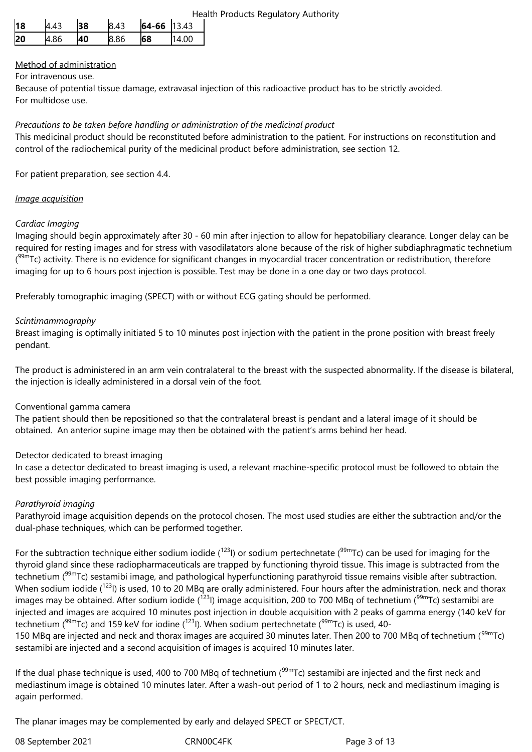| **18** | 4.43 | **38** | 8.43 | **64-66** | 13.43 |
|---|---|---|---|---|---|
| **20** | 4.86 | **40** | 8.86 | **68** | 14.00 |

Method of administration

For intravenous use.

Because of potential tissue damage, extravasal injection of this radioactive product has to be strictly avoided.

For multidose use.

*Precautions to be taken before handling or administration of the medicinal product*

This medicinal product should be reconstituted before administration to the patient. For instructions on reconstitution and control of the radiochemical purity of the medicinal product before administration, see section 12.

For patient preparation, see section 4.4.

*Image acquisition*

*Cardiac Imaging*

Imaging should begin approximately after 30 - 60 min after injection to allow for hepatobiliary clearance. Longer delay can be required for resting images and for stress with vasodilatators alone because of the risk of higher subdiaphragmatic technetium ($^{99m}$Tc) activity. There is no evidence for significant changes in myocardial tracer concentration or redistribution, therefore imaging for up to 6 hours post injection is possible. Test may be done in a one day or two days protocol.

Preferably tomographic imaging (SPECT) with or without ECG gating should be performed.

*Scintimammography*

Breast imaging is optimally initiated 5 to 10 minutes post injection with the patient in the prone position with breast freely pendant.

The product is administered in an arm vein contralateral to the breast with the suspected abnormality. If the disease is bilateral, the injection is ideally administered in a dorsal vein of the foot.

Conventional gamma camera

The patient should then be repositioned so that the contralateral breast is pendant and a lateral image of it should be obtained. An anterior supine image may then be obtained with the patient's arms behind her head.

Detector dedicated to breast imaging

In case a detector dedicated to breast imaging is used, a relevant machine-specific protocol must be followed to obtain the best possible imaging performance.

*Parathyroid imaging*

Parathyroid image acquisition depends on the protocol chosen. The most used studies are either the subtraction and/or the dual-phase techniques, which can be performed together.

For the subtraction technique either sodium iodide ($^{123}$I) or sodium pertechnetate ($^{99m}$Tc) can be used for imaging for the thyroid gland since these radiopharmaceuticals are trapped by functioning thyroid tissue. This image is subtracted from the technetium ($^{99m}$Tc) sestamibi image, and pathological hyperfunctioning parathyroid tissue remains visible after subtraction. When sodium iodide ($^{123}$I) is used, 10 to 20 MBq are orally administered. Four hours after the administration, neck and thorax images may be obtained. After sodium iodide ($^{123}$I) image acquisition, 200 to 700 MBq of technetium ($^{99m}$Tc) sestamibi are injected and images are acquired 10 minutes post injection in double acquisition with 2 peaks of gamma energy (140 keV for technetium ($^{99m}$Tc) and 159 keV for iodine ($^{123}$I). When sodium pertechnetate ($^{99m}$Tc) is used, 40-150 MBq are injected and neck and thorax images are acquired 30 minutes later. Then 200 to 700 MBq of technetium ($^{99m}$Tc) sestamibi are injected and a second acquisition of images is acquired 10 minutes later.

If the dual phase technique is used, 400 to 700 MBq of technetium ($^{99m}$Tc) sestamibi are injected and the first neck and mediastinum image is obtained 10 minutes later. After a wash-out period of 1 to 2 hours, neck and mediastinum imaging is again performed.

The planar images may be complemented by early and delayed SPECT or SPECT/CT.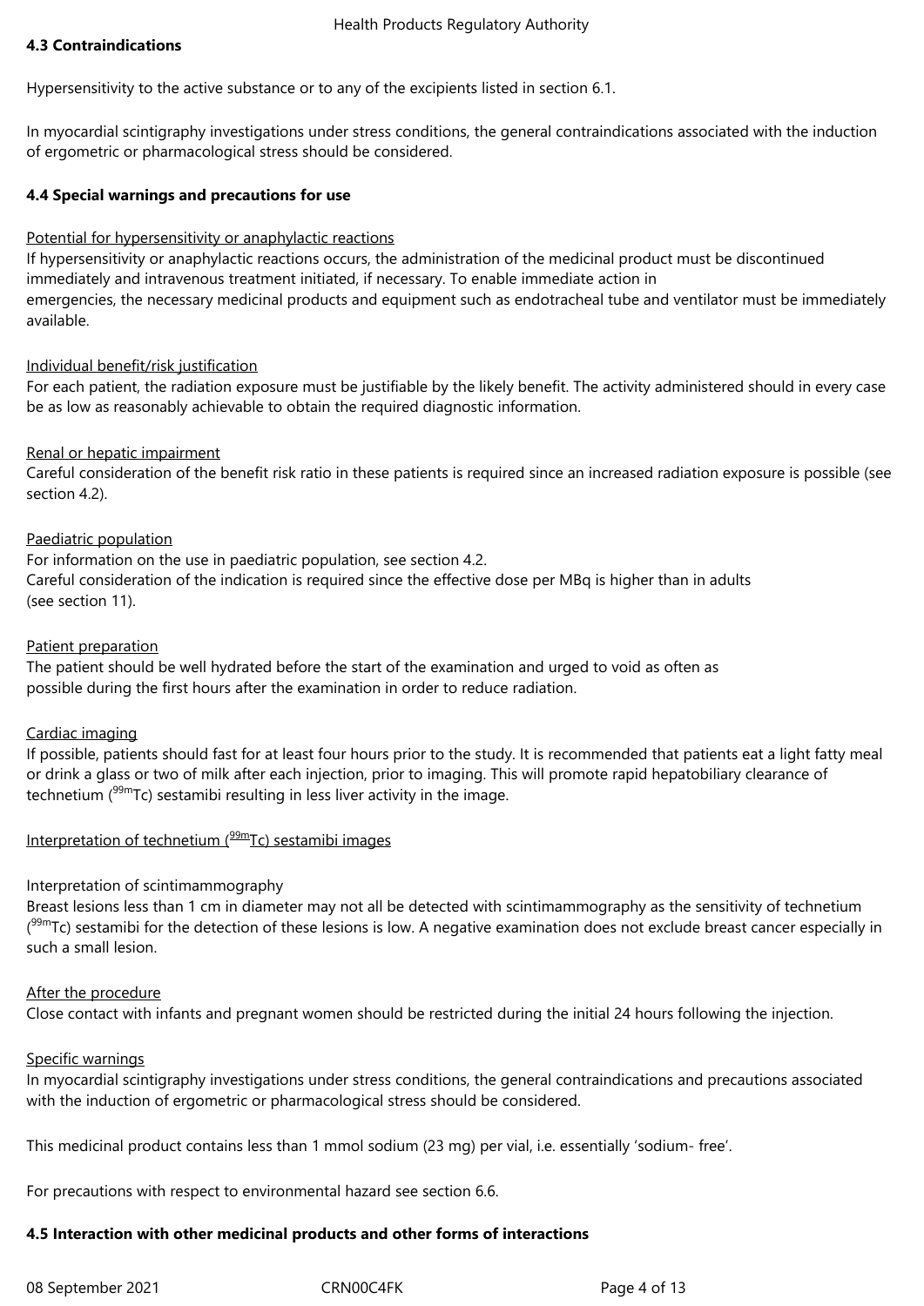### 4.3 Contraindications

Hypersensitivity to the active substance or to any of the excipients listed in section 6.1.

In myocardial scintigraphy investigations under stress conditions, the general contraindications associated with the induction of ergometric or pharmacological stress should be considered.

### 4.4 Special warnings and precautions for use

Potential for hypersensitivity or anaphylactic reactions

If hypersensitivity or anaphylactic reactions occurs, the administration of the medicinal product must be discontinued immediately and intravenous treatment initiated, if necessary. To enable immediate action in emergencies, the necessary medicinal products and equipment such as endotracheal tube and ventilator must be immediately available.

Individual benefit/risk justification

For each patient, the radiation exposure must be justifiable by the likely benefit. The activity administered should in every case be as low as reasonably achievable to obtain the required diagnostic information.

Renal or hepatic impairment

Careful consideration of the benefit risk ratio in these patients is required since an increased radiation exposure is possible (see section 4.2).

Paediatric population

For information on the use in paediatric population, see section 4.2.
Careful consideration of the indication is required since the effective dose per MBq is higher than in adults (see section 11).

Patient preparation

The patient should be well hydrated before the start of the examination and urged to void as often as possible during the first hours after the examination in order to reduce radiation.

Cardiac imaging

If possible, patients should fast for at least four hours prior to the study. It is recommended that patients eat a light fatty meal or drink a glass or two of milk after each injection, prior to imaging. This will promote rapid hepatobiliary clearance of technetium ($^{99m}$Tc) sestamibi resulting in less liver activity in the image.

Interpretation of technetium ($^{99m}$Tc) sestamibi images

Interpretation of scintimammography

Breast lesions less than 1 cm in diameter may not all be detected with scintimammography as the sensitivity of technetium ($^{99m}$Tc) sestamibi for the detection of these lesions is low. A negative examination does not exclude breast cancer especially in such a small lesion.

After the procedure

Close contact with infants and pregnant women should be restricted during the initial 24 hours following the injection.

Specific warnings

In myocardial scintigraphy investigations under stress conditions, the general contraindications and precautions associated with the induction of ergometric or pharmacological stress should be considered.

This medicinal product contains less than 1 mmol sodium (23 mg) per vial, i.e. essentially 'sodium- free'.

For precautions with respect to environmental hazard see section 6.6.

### 4.5 Interaction with other medicinal products and other forms of interactions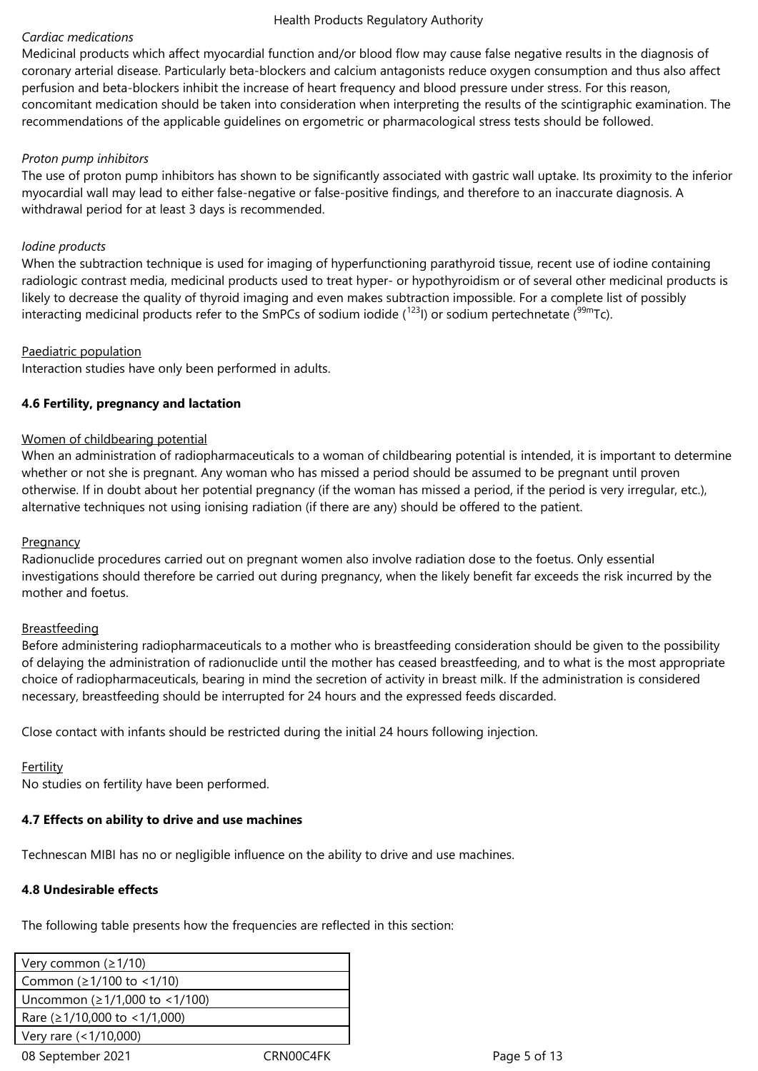*Cardiac medications*

Medicinal products which affect myocardial function and/or blood flow may cause false negative results in the diagnosis of coronary arterial disease. Particularly beta-blockers and calcium antagonists reduce oxygen consumption and thus also affect perfusion and beta-blockers inhibit the increase of heart frequency and blood pressure under stress. For this reason, concomitant medication should be taken into consideration when interpreting the results of the scintigraphic examination. The recommendations of the applicable guidelines on ergometric or pharmacological stress tests should be followed.

*Proton pump inhibitors*

The use of proton pump inhibitors has shown to be significantly associated with gastric wall uptake. Its proximity to the inferior myocardial wall may lead to either false-negative or false-positive findings, and therefore to an inaccurate diagnosis. A withdrawal period for at least 3 days is recommended.

*Iodine products*

When the subtraction technique is used for imaging of hyperfunctioning parathyroid tissue, recent use of iodine containing radiologic contrast media, medicinal products used to treat hyper- or hypothyroidism or of several other medicinal products is likely to decrease the quality of thyroid imaging and even makes subtraction impossible. For a complete list of possibly interacting medicinal products refer to the SmPCs of sodium iodide ($^{123}$I) or sodium pertechnetate ($^{99m}$Tc).

Paediatric population

Interaction studies have only been performed in adults.

**4.6 Fertility, pregnancy and lactation**

Women of childbearing potential

When an administration of radiopharmaceuticals to a woman of childbearing potential is intended, it is important to determine whether or not she is pregnant. Any woman who has missed a period should be assumed to be pregnant until proven otherwise. If in doubt about her potential pregnancy (if the woman has missed a period, if the period is very irregular, etc.), alternative techniques not using ionising radiation (if there are any) should be offered to the patient.

Pregnancy

Radionuclide procedures carried out on pregnant women also involve radiation dose to the foetus. Only essential investigations should therefore be carried out during pregnancy, when the likely benefit far exceeds the risk incurred by the mother and foetus.

Breastfeeding

Before administering radiopharmaceuticals to a mother who is breastfeeding consideration should be given to the possibility of delaying the administration of radionuclide until the mother has ceased breastfeeding, and to what is the most appropriate choice of radiopharmaceuticals, bearing in mind the secretion of activity in breast milk. If the administration is considered necessary, breastfeeding should be interrupted for 24 hours and the expressed feeds discarded.

Close contact with infants should be restricted during the initial 24 hours following injection.

Fertility

No studies on fertility have been performed.

**4.7 Effects on ability to drive and use machines**

Technescan MIBI has no or negligible influence on the ability to drive and use machines.

**4.8 Undesirable effects**

The following table presents how the frequencies are reflected in this section:

| Very common (≥1/10) |
|---|
| Common (≥1/100 to <1/10) |
| Uncommon (≥1/1,000 to <1/100) |
| Rare (≥1/10,000 to <1/1,000) |
| Very rare (<1/10,000) |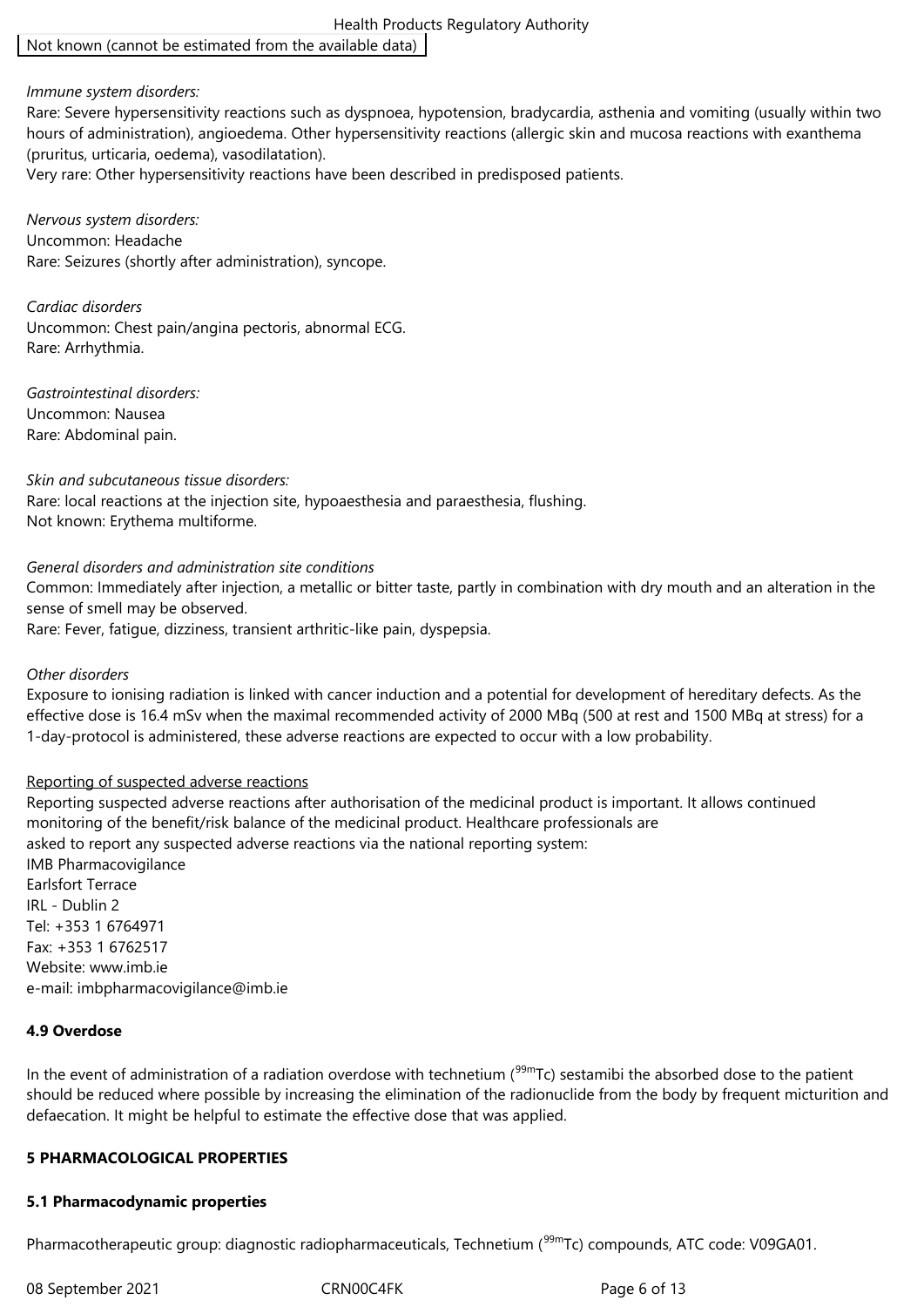| Not known (cannot be estimated from the available data) |
|---|

*Immune system disorders:*
Rare: Severe hypersensitivity reactions such as dyspnoea, hypotension, bradycardia, asthenia and vomiting (usually within two hours of administration), angioedema. Other hypersensitivity reactions (allergic skin and mucosa reactions with exanthema (pruritus, urticaria, oedema), vasodilatation).
Very rare: Other hypersensitivity reactions have been described in predisposed patients.

*Nervous system disorders:*
Uncommon: Headache
Rare: Seizures (shortly after administration), syncope.

*Cardiac disorders*
Uncommon: Chest pain/angina pectoris, abnormal ECG.
Rare: Arrhythmia.

*Gastrointestinal disorders:*
Uncommon: Nausea
Rare: Abdominal pain.

*Skin and subcutaneous tissue disorders:*
Rare: local reactions at the injection site, hypoaesthesia and paraesthesia, flushing.
Not known: Erythema multiforme.

*General disorders and administration site conditions*
Common: Immediately after injection, a metallic or bitter taste, partly in combination with dry mouth and an alteration in the sense of smell may be observed.
Rare: Fever, fatigue, dizziness, transient arthritic-like pain, dyspepsia.

*Other disorders*
Exposure to ionising radiation is linked with cancer induction and a potential for development of hereditary defects. As the effective dose is 16.4 mSv when the maximal recommended activity of 2000 MBq (500 at rest and 1500 MBq at stress) for a 1-day-protocol is administered, these adverse reactions are expected to occur with a low probability.

Reporting of suspected adverse reactions
Reporting suspected adverse reactions after authorisation of the medicinal product is important. It allows continued monitoring of the benefit/risk balance of the medicinal product. Healthcare professionals are
asked to report any suspected adverse reactions via the national reporting system:
IMB Pharmacovigilance
Earlsfort Terrace
IRL - Dublin 2
Tel: +353 1 6764971
Fax: +353 1 6762517
Website: www.imb.ie
e-mail: imbpharmacovigilance@imb.ie

**4.9 Overdose**

In the event of administration of a radiation overdose with technetium ($^{99m}$Tc) sestamibi the absorbed dose to the patient should be reduced where possible by increasing the elimination of the radionuclide from the body by frequent micturition and defaecation. It might be helpful to estimate the effective dose that was applied.

**5 PHARMACOLOGICAL PROPERTIES**

**5.1 Pharmacodynamic properties**

Pharmacotherapeutic group: diagnostic radiopharmaceuticals, Technetium ($^{99m}$Tc) compounds, ATC code: V09GA01.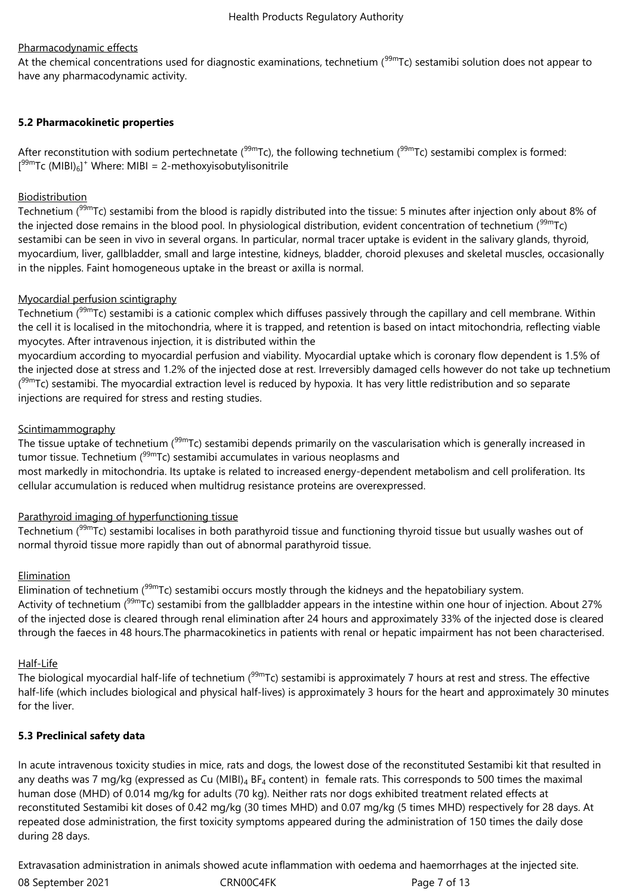Pharmacodynamic effects

At the chemical concentrations used for diagnostic examinations, technetium ($^{99m}$Tc) sestamibi solution does not appear to have any pharmacodynamic activity.

**5.2 Pharmacokinetic properties**

After reconstitution with sodium pertechnetate ($^{99m}$Tc), the following technetium ($^{99m}$Tc) sestamibi complex is formed: $[^{99m}Tc\ (MIBI)_6]^+$ Where: MIBI = 2-methoxyisobutylisonitrile

Biodistribution

Technetium ($^{99m}$Tc) sestamibi from the blood is rapidly distributed into the tissue: 5 minutes after injection only about 8% of the injected dose remains in the blood pool. In physiological distribution, evident concentration of technetium ($^{99m}$Tc) sestamibi can be seen in vivo in several organs. In particular, normal tracer uptake is evident in the salivary glands, thyroid, myocardium, liver, gallbladder, small and large intestine, kidneys, bladder, choroid plexuses and skeletal muscles, occasionally in the nipples. Faint homogeneous uptake in the breast or axilla is normal.

Myocardial perfusion scintigraphy

Technetium ($^{99m}$Tc) sestamibi is a cationic complex which diffuses passively through the capillary and cell membrane. Within the cell it is localised in the mitochondria, where it is trapped, and retention is based on intact mitochondria, reflecting viable myocytes. After intravenous injection, it is distributed within the myocardium according to myocardial perfusion and viability. Myocardial uptake which is coronary flow dependent is 1.5% of the injected dose at stress and 1.2% of the injected dose at rest. Irreversibly damaged cells however do not take up technetium ($^{99m}$Tc) sestamibi. The myocardial extraction level is reduced by hypoxia. It has very little redistribution and so separate injections are required for stress and resting studies.

Scintimammography

The tissue uptake of technetium ($^{99m}$Tc) sestamibi depends primarily on the vascularisation which is generally increased in tumor tissue. Technetium ($^{99m}$Tc) sestamibi accumulates in various neoplasms and most markedly in mitochondria. Its uptake is related to increased energy-dependent metabolism and cell proliferation. Its cellular accumulation is reduced when multidrug resistance proteins are overexpressed.

Parathyroid imaging of hyperfunctioning tissue

Technetium ($^{99m}$Tc) sestamibi localises in both parathyroid tissue and functioning thyroid tissue but usually washes out of normal thyroid tissue more rapidly than out of abnormal parathyroid tissue.

Elimination

Elimination of technetium ($^{99m}$Tc) sestamibi occurs mostly through the kidneys and the hepatobiliary system. Activity of technetium ($^{99m}$Tc) sestamibi from the gallbladder appears in the intestine within one hour of injection. About 27% of the injected dose is cleared through renal elimination after 24 hours and approximately 33% of the injected dose is cleared through the faeces in 48 hours.The pharmacokinetics in patients with renal or hepatic impairment has not been characterised.

Half-Life

The biological myocardial half-life of technetium ($^{99m}$Tc) sestamibi is approximately 7 hours at rest and stress. The effective half-life (which includes biological and physical half-lives) is approximately 3 hours for the heart and approximately 30 minutes for the liver.

**5.3 Preclinical safety data**

In acute intravenous toxicity studies in mice, rats and dogs, the lowest dose of the reconstituted Sestamibi kit that resulted in any deaths was 7 mg/kg (expressed as $Cu\ (MIBI)_4\ BF_4$ content) in female rats. This corresponds to 500 times the maximal human dose (MHD) of 0.014 mg/kg for adults (70 kg). Neither rats nor dogs exhibited treatment related effects at reconstituted Sestamibi kit doses of 0.42 mg/kg (30 times MHD) and 0.07 mg/kg (5 times MHD) respectively for 28 days. At repeated dose administration, the first toxicity symptoms appeared during the administration of 150 times the daily dose during 28 days.

Extravasation administration in animals showed acute inflammation with oedema and haemorrhages at the injected site.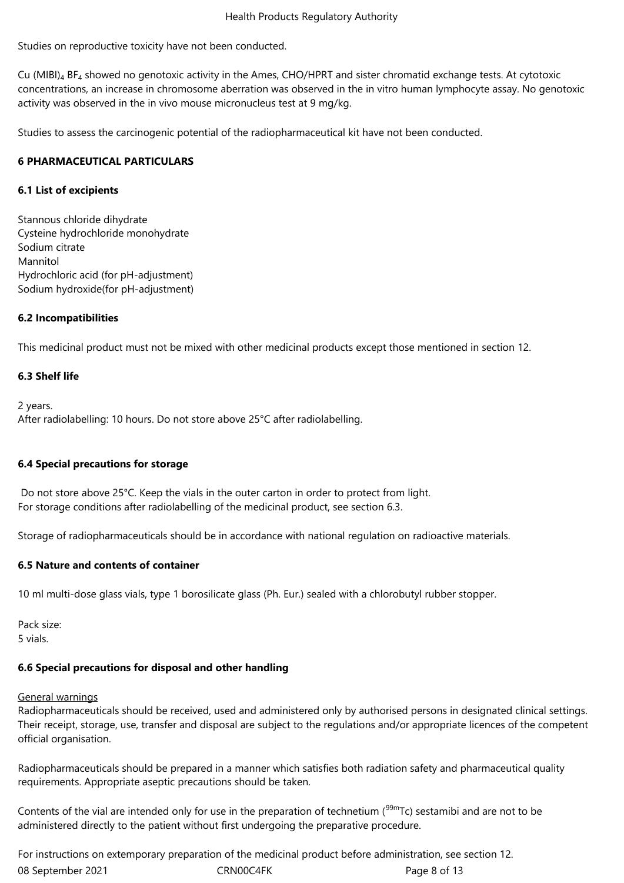Studies on reproductive toxicity have not been conducted.

Cu (MIBI)$_4$ BF$_4$ showed no genotoxic activity in the Ames, CHO/HPRT and sister chromatid exchange tests. At cytotoxic concentrations, an increase in chromosome aberration was observed in the in vitro human lymphocyte assay. No genotoxic activity was observed in the in vivo mouse micronucleus test at 9 mg/kg.

Studies to assess the carcinogenic potential of the radiopharmaceutical kit have not been conducted.

## 6 PHARMACEUTICAL PARTICULARS

### 6.1 List of excipients

Stannous chloride dihydrate
Cysteine hydrochloride monohydrate
Sodium citrate
Mannitol
Hydrochloric acid (for pH-adjustment)
Sodium hydroxide(for pH-adjustment)

### 6.2 Incompatibilities

This medicinal product must not be mixed with other medicinal products except those mentioned in section 12.

### 6.3 Shelf life

2 years.
After radiolabelling: 10 hours. Do not store above 25°C after radiolabelling.

### 6.4 Special precautions for storage

Do not store above 25°C. Keep the vials in the outer carton in order to protect from light.
For storage conditions after radiolabelling of the medicinal product, see section 6.3.

Storage of radiopharmaceuticals should be in accordance with national regulation on radioactive materials.

### 6.5 Nature and contents of container

10 ml multi-dose glass vials, type 1 borosilicate glass (Ph. Eur.) sealed with a chlorobutyl rubber stopper.

Pack size:
5 vials.

### 6.6 Special precautions for disposal and other handling

General warnings
Radiopharmaceuticals should be received, used and administered only by authorised persons in designated clinical settings. Their receipt, storage, use, transfer and disposal are subject to the regulations and/or appropriate licences of the competent official organisation.

Radiopharmaceuticals should be prepared in a manner which satisfies both radiation safety and pharmaceutical quality requirements. Appropriate aseptic precautions should be taken.

Contents of the vial are intended only for use in the preparation of technetium ($^{99m}$Tc) sestamibi and are not to be administered directly to the patient without first undergoing the preparative procedure.

For instructions on extemporary preparation of the medicinal product before administration, see section 12.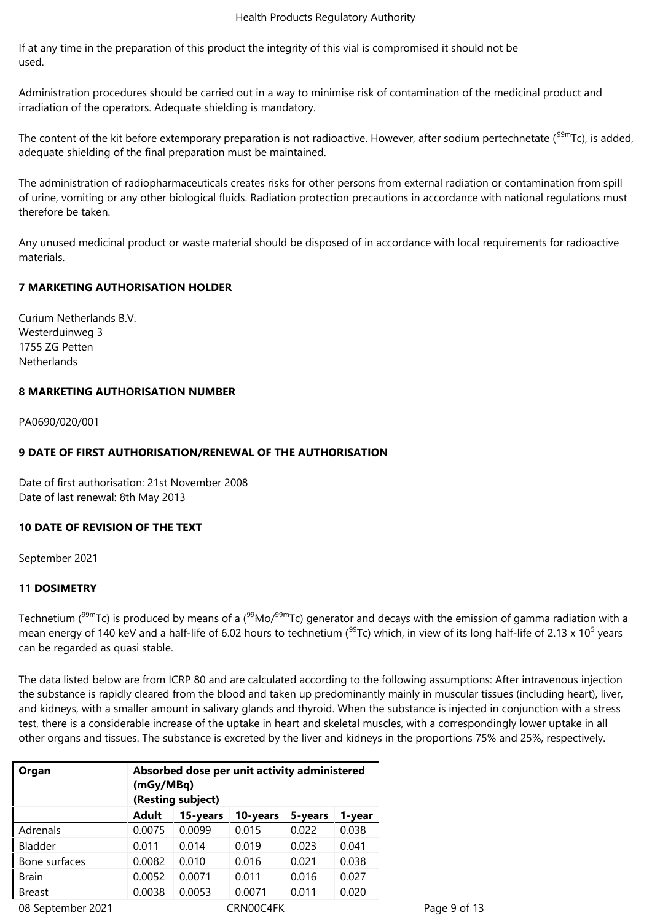If at any time in the preparation of this product the integrity of this vial is compromised it should not be used.

Administration procedures should be carried out in a way to minimise risk of contamination of the medicinal product and irradiation of the operators. Adequate shielding is mandatory.

The content of the kit before extemporary preparation is not radioactive. However, after sodium pertechnetate ($^{99m}$Tc), is added, adequate shielding of the final preparation must be maintained.

The administration of radiopharmaceuticals creates risks for other persons from external radiation or contamination from spill of urine, vomiting or any other biological fluids. Radiation protection precautions in accordance with national regulations must therefore be taken.

Any unused medicinal product or waste material should be disposed of in accordance with local requirements for radioactive materials.

## 7 MARKETING AUTHORISATION HOLDER

Curium Netherlands B.V.
Westerduinweg 3
1755 ZG Petten
Netherlands

## 8 MARKETING AUTHORISATION NUMBER

PA0690/020/001

## 9 DATE OF FIRST AUTHORISATION/RENEWAL OF THE AUTHORISATION

Date of first authorisation: 21st November 2008
Date of last renewal: 8th May 2013

## 10 DATE OF REVISION OF THE TEXT

September 2021

## 11 DOSIMETRY

Technetium ($^{99m}$Tc) is produced by means of a ($^{99}$Mo/$^{99m}$Tc) generator and decays with the emission of gamma radiation with a mean energy of 140 keV and a half-life of 6.02 hours to technetium ($^{99}$Tc) which, in view of its long half-life of 2.13 x $10^5$ years can be regarded as quasi stable.

The data listed below are from ICRP 80 and are calculated according to the following assumptions: After intravenous injection the substance is rapidly cleared from the blood and taken up predominantly mainly in muscular tissues (including heart), liver, and kidneys, with a smaller amount in salivary glands and thyroid. When the substance is injected in conjunction with a stress test, there is a considerable increase of the uptake in heart and skeletal muscles, with a correspondingly lower uptake in all other organs and tissues. The substance is excreted by the liver and kidneys in the proportions 75% and 25%, respectively.

| **Organ** | **Absorbed dose per unit activity administered (mGy/MBq) (Resting subject)** | | | | |
|---|---|---|---|---|---|
| | **Adult** | **15-years** | **10-years** | **5-years** | **1-year** |
| Adrenals | 0.0075 | 0.0099 | 0.015 | 0.022 | 0.038 |
| Bladder | 0.011 | 0.014 | 0.019 | 0.023 | 0.041 |
| Bone surfaces | 0.0082 | 0.010 | 0.016 | 0.021 | 0.038 |
| Brain | 0.0052 | 0.0071 | 0.011 | 0.016 | 0.027 |
| Breast | 0.0038 | 0.0053 | 0.0071 | 0.011 | 0.020 |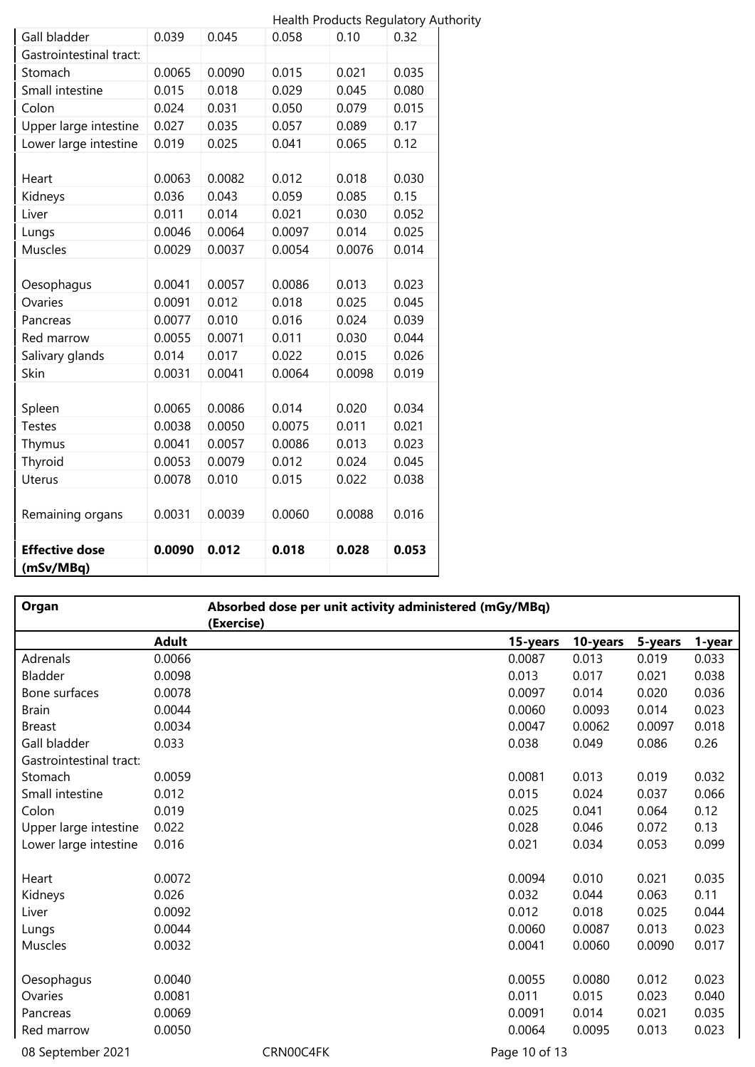| | | | | | |
|---|---|---|---|---|---|
| Gall bladder | 0.039 | 0.045 | 0.058 | 0.10 | 0.32 |
| Gastrointestinal tract: | | | | | |
| Stomach | 0.0065 | 0.0090 | 0.015 | 0.021 | 0.035 |
| Small intestine | 0.015 | 0.018 | 0.029 | 0.045 | 0.080 |
| Colon | 0.024 | 0.031 | 0.050 | 0.079 | 0.015 |
| Upper large intestine | 0.027 | 0.035 | 0.057 | 0.089 | 0.17 |
| Lower large intestine | 0.019 | 0.025 | 0.041 | 0.065 | 0.12 |
| | | | | | |
| Heart | 0.0063 | 0.0082 | 0.012 | 0.018 | 0.030 |
| Kidneys | 0.036 | 0.043 | 0.059 | 0.085 | 0.15 |
| Liver | 0.011 | 0.014 | 0.021 | 0.030 | 0.052 |
| Lungs | 0.0046 | 0.0064 | 0.0097 | 0.014 | 0.025 |
| Muscles | 0.0029 | 0.0037 | 0.0054 | 0.0076 | 0.014 |
| | | | | | |
| Oesophagus | 0.0041 | 0.0057 | 0.0086 | 0.013 | 0.023 |
| Ovaries | 0.0091 | 0.012 | 0.018 | 0.025 | 0.045 |
| Pancreas | 0.0077 | 0.010 | 0.016 | 0.024 | 0.039 |
| Red marrow | 0.0055 | 0.0071 | 0.011 | 0.030 | 0.044 |
| Salivary glands | 0.014 | 0.017 | 0.022 | 0.015 | 0.026 |
| Skin | 0.0031 | 0.0041 | 0.0064 | 0.0098 | 0.019 |
| | | | | | |
| Spleen | 0.0065 | 0.0086 | 0.014 | 0.020 | 0.034 |
| Testes | 0.0038 | 0.0050 | 0.0075 | 0.011 | 0.021 |
| Thymus | 0.0041 | 0.0057 | 0.0086 | 0.013 | 0.023 |
| Thyroid | 0.0053 | 0.0079 | 0.012 | 0.024 | 0.045 |
| Uterus | 0.0078 | 0.010 | 0.015 | 0.022 | 0.038 |
| | | | | | |
| Remaining organs | 0.0031 | 0.0039 | 0.0060 | 0.0088 | 0.016 |
| | | | | | |
| **Effective dose (mSv/MBq)** | **0.0090** | **0.012** | **0.018** | **0.028** | **0.053** |

| **Organ** | **Absorbed dose per unit activity administered (mGy/MBq) (Exercise)** | | | | |
|---|---|---|---|---|---|
| | **Adult** | **15-years** | **10-years** | **5-years** | **1-year** |
| Adrenals | 0.0066 | 0.0087 | 0.013 | 0.019 | 0.033 |
| Bladder | 0.0098 | 0.013 | 0.017 | 0.021 | 0.038 |
| Bone surfaces | 0.0078 | 0.0097 | 0.014 | 0.020 | 0.036 |
| Brain | 0.0044 | 0.0060 | 0.0093 | 0.014 | 0.023 |
| Breast | 0.0034 | 0.0047 | 0.0062 | 0.0097 | 0.018 |
| Gall bladder | 0.033 | 0.038 | 0.049 | 0.086 | 0.26 |
| Gastrointestinal tract: | | | | | |
| Stomach | 0.0059 | 0.0081 | 0.013 | 0.019 | 0.032 |
| Small intestine | 0.012 | 0.015 | 0.024 | 0.037 | 0.066 |
| Colon | 0.019 | 0.025 | 0.041 | 0.064 | 0.12 |
| Upper large intestine | 0.022 | 0.028 | 0.046 | 0.072 | 0.13 |
| Lower large intestine | 0.016 | 0.021 | 0.034 | 0.053 | 0.099 |
| | | | | | |
| Heart | 0.0072 | 0.0094 | 0.010 | 0.021 | 0.035 |
| Kidneys | 0.026 | 0.032 | 0.044 | 0.063 | 0.11 |
| Liver | 0.0092 | 0.012 | 0.018 | 0.025 | 0.044 |
| Lungs | 0.0044 | 0.0060 | 0.0087 | 0.013 | 0.023 |
| Muscles | 0.0032 | 0.0041 | 0.0060 | 0.0090 | 0.017 |
| | | | | | |
| Oesophagus | 0.0040 | 0.0055 | 0.0080 | 0.012 | 0.023 |
| Ovaries | 0.0081 | 0.011 | 0.015 | 0.023 | 0.040 |
| Pancreas | 0.0069 | 0.0091 | 0.014 | 0.021 | 0.035 |
| Red marrow | 0.0050 | 0.0064 | 0.0095 | 0.013 | 0.023 |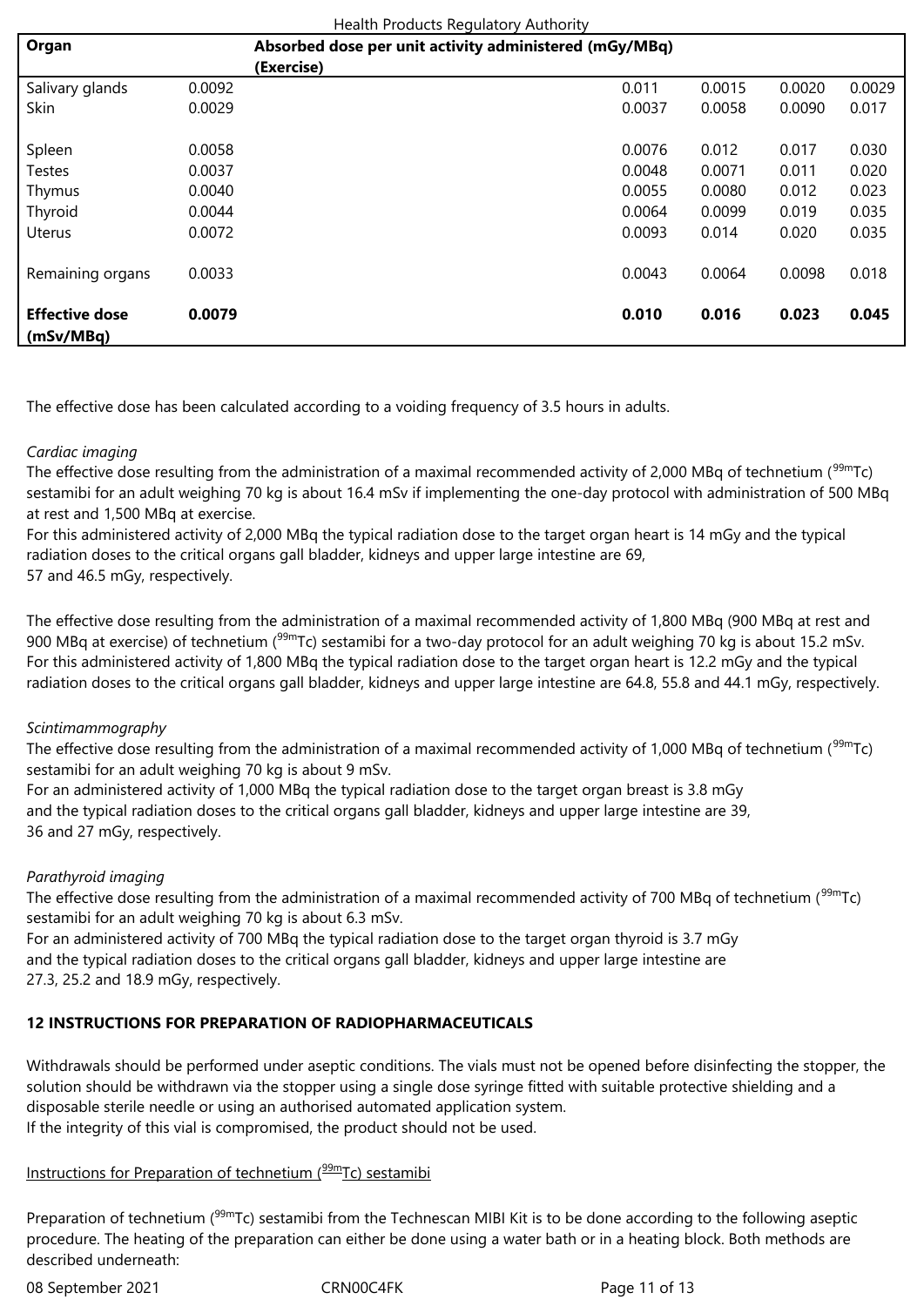| Organ | Absorbed dose per unit activity administered (mGy/MBq) (Exercise) | | | | |
|---|---|---|---|---|---|
| Salivary glands | 0.0092 | 0.011 | 0.0015 | 0.0020 | 0.0029 |
| Skin | 0.0029 | 0.0037 | 0.0058 | 0.0090 | 0.017 |
| Spleen | 0.0058 | 0.0076 | 0.012 | 0.017 | 0.030 |
| Testes | 0.0037 | 0.0048 | 0.0071 | 0.011 | 0.020 |
| Thymus | 0.0040 | 0.0055 | 0.0080 | 0.012 | 0.023 |
| Thyroid | 0.0044 | 0.0064 | 0.0099 | 0.019 | 0.035 |
| Uterus | 0.0072 | 0.0093 | 0.014 | 0.020 | 0.035 |
| Remaining organs | 0.0033 | 0.0043 | 0.0064 | 0.0098 | 0.018 |
| **Effective dose (mSv/MBq)** | **0.0079** | **0.010** | **0.016** | **0.023** | **0.045** |

The effective dose has been calculated according to a voiding frequency of 3.5 hours in adults.

*Cardiac imaging*

The effective dose resulting from the administration of a maximal recommended activity of 2,000 MBq of technetium ($^{99m}$Tc) sestamibi for an adult weighing 70 kg is about 16.4 mSv if implementing the one-day protocol with administration of 500 MBq at rest and 1,500 MBq at exercise.
For this administered activity of 2,000 MBq the typical radiation dose to the target organ heart is 14 mGy and the typical radiation doses to the critical organs gall bladder, kidneys and upper large intestine are 69, 57 and 46.5 mGy, respectively.

The effective dose resulting from the administration of a maximal recommended activity of 1,800 MBq (900 MBq at rest and 900 MBq at exercise) of technetium ($^{99m}$Tc) sestamibi for a two-day protocol for an adult weighing 70 kg is about 15.2 mSv. For this administered activity of 1,800 MBq the typical radiation dose to the target organ heart is 12.2 mGy and the typical radiation doses to the critical organs gall bladder, kidneys and upper large intestine are 64.8, 55.8 and 44.1 mGy, respectively.

*Scintimammography*

The effective dose resulting from the administration of a maximal recommended activity of 1,000 MBq of technetium ($^{99m}$Tc) sestamibi for an adult weighing 70 kg is about 9 mSv.
For an administered activity of 1,000 MBq the typical radiation dose to the target organ breast is 3.8 mGy and the typical radiation doses to the critical organs gall bladder, kidneys and upper large intestine are 39, 36 and 27 mGy, respectively.

*Parathyroid imaging*

The effective dose resulting from the administration of a maximal recommended activity of 700 MBq of technetium ($^{99m}$Tc) sestamibi for an adult weighing 70 kg is about 6.3 mSv.
For an administered activity of 700 MBq the typical radiation dose to the target organ thyroid is 3.7 mGy and the typical radiation doses to the critical organs gall bladder, kidneys and upper large intestine are 27.3, 25.2 and 18.9 mGy, respectively.

## 12 INSTRUCTIONS FOR PREPARATION OF RADIOPHARMACEUTICALS

Withdrawals should be performed under aseptic conditions. The vials must not be opened before disinfecting the stopper, the solution should be withdrawn via the stopper using a single dose syringe fitted with suitable protective shielding and a disposable sterile needle or using an authorised automated application system.
If the integrity of this vial is compromised, the product should not be used.

Instructions for Preparation of technetium ($^{99m}$Tc) sestamibi

Preparation of technetium ($^{99m}$Tc) sestamibi from the Technescan MIBI Kit is to be done according to the following aseptic procedure. The heating of the preparation can either be done using a water bath or in a heating block. Both methods are described underneath: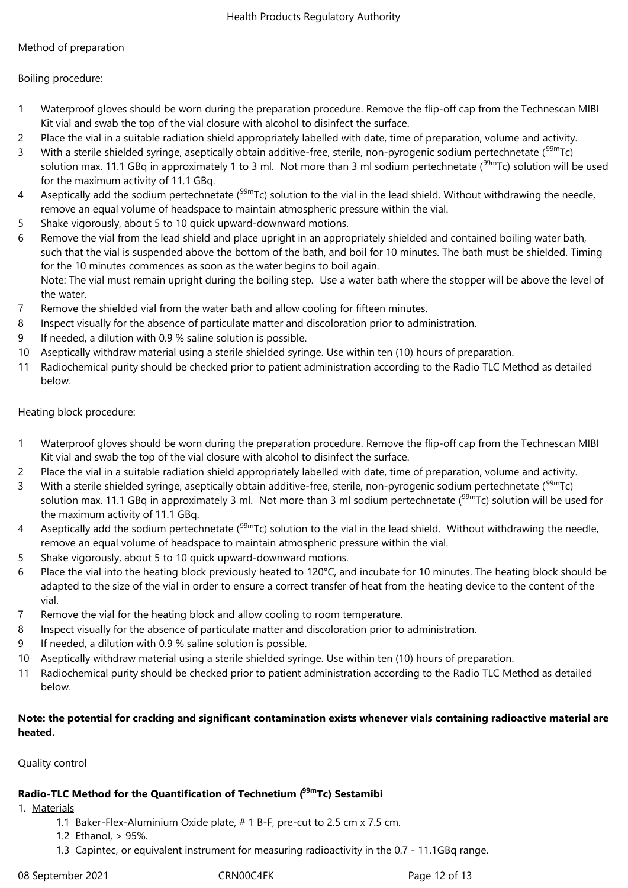Method of preparation

Boiling procedure:

1. Waterproof gloves should be worn during the preparation procedure. Remove the flip-off cap from the Technescan MIBI Kit vial and swab the top of the vial closure with alcohol to disinfect the surface.
2. Place the vial in a suitable radiation shield appropriately labelled with date, time of preparation, volume and activity.
3. With a sterile shielded syringe, aseptically obtain additive-free, sterile, non-pyrogenic sodium pertechnetate ($^{99m}$Tc) solution max. 11.1 GBq in approximately 1 to 3 ml. Not more than 3 ml sodium pertechnetate ($^{99m}$Tc) solution will be used for the maximum activity of 11.1 GBq.
4. Aseptically add the sodium pertechnetate ($^{99m}$Tc) solution to the vial in the lead shield. Without withdrawing the needle, remove an equal volume of headspace to maintain atmospheric pressure within the vial.
5. Shake vigorously, about 5 to 10 quick upward-downward motions.
6. Remove the vial from the lead shield and place upright in an appropriately shielded and contained boiling water bath, such that the vial is suspended above the bottom of the bath, and boil for 10 minutes. The bath must be shielded. Timing for the 10 minutes commences as soon as the water begins to boil again.
   Note: The vial must remain upright during the boiling step. Use a water bath where the stopper will be above the level of the water.
7. Remove the shielded vial from the water bath and allow cooling for fifteen minutes.
8. Inspect visually for the absence of particulate matter and discoloration prior to administration.
9. If needed, a dilution with 0.9 % saline solution is possible.
10. Aseptically withdraw material using a sterile shielded syringe. Use within ten (10) hours of preparation.
11. Radiochemical purity should be checked prior to patient administration according to the Radio TLC Method as detailed below.

Heating block procedure:

1. Waterproof gloves should be worn during the preparation procedure. Remove the flip-off cap from the Technescan MIBI Kit vial and swab the top of the vial closure with alcohol to disinfect the surface.
2. Place the vial in a suitable radiation shield appropriately labelled with date, time of preparation, volume and activity.
3. With a sterile shielded syringe, aseptically obtain additive-free, sterile, non-pyrogenic sodium pertechnetate ($^{99m}$Tc) solution max. 11.1 GBq in approximately 3 ml. Not more than 3 ml sodium pertechnetate ($^{99m}$Tc) solution will be used for the maximum activity of 11.1 GBq.
4. Aseptically add the sodium pertechnetate ($^{99m}$Tc) solution to the vial in the lead shield. Without withdrawing the needle, remove an equal volume of headspace to maintain atmospheric pressure within the vial.
5. Shake vigorously, about 5 to 10 quick upward-downward motions.
6. Place the vial into the heating block previously heated to 120°C, and incubate for 10 minutes. The heating block should be adapted to the size of the vial in order to ensure a correct transfer of heat from the heating device to the content of the vial.
7. Remove the vial for the heating block and allow cooling to room temperature.
8. Inspect visually for the absence of particulate matter and discoloration prior to administration.
9. If needed, a dilution with 0.9 % saline solution is possible.
10. Aseptically withdraw material using a sterile shielded syringe. Use within ten (10) hours of preparation.
11. Radiochemical purity should be checked prior to patient administration according to the Radio TLC Method as detailed below.

**Note: the potential for cracking and significant contamination exists whenever vials containing radioactive material are heated.**

Quality control

**Radio-TLC Method for the Quantification of Technetium ($^{99m}$Tc) Sestamibi**

1. Materials
   - 1.1 Baker-Flex-Aluminium Oxide plate, # 1 B-F, pre-cut to 2.5 cm x 7.5 cm.
   - 1.2 Ethanol, > 95%.
   - 1.3 Capintec, or equivalent instrument for measuring radioactivity in the 0.7 - 11.1GBq range.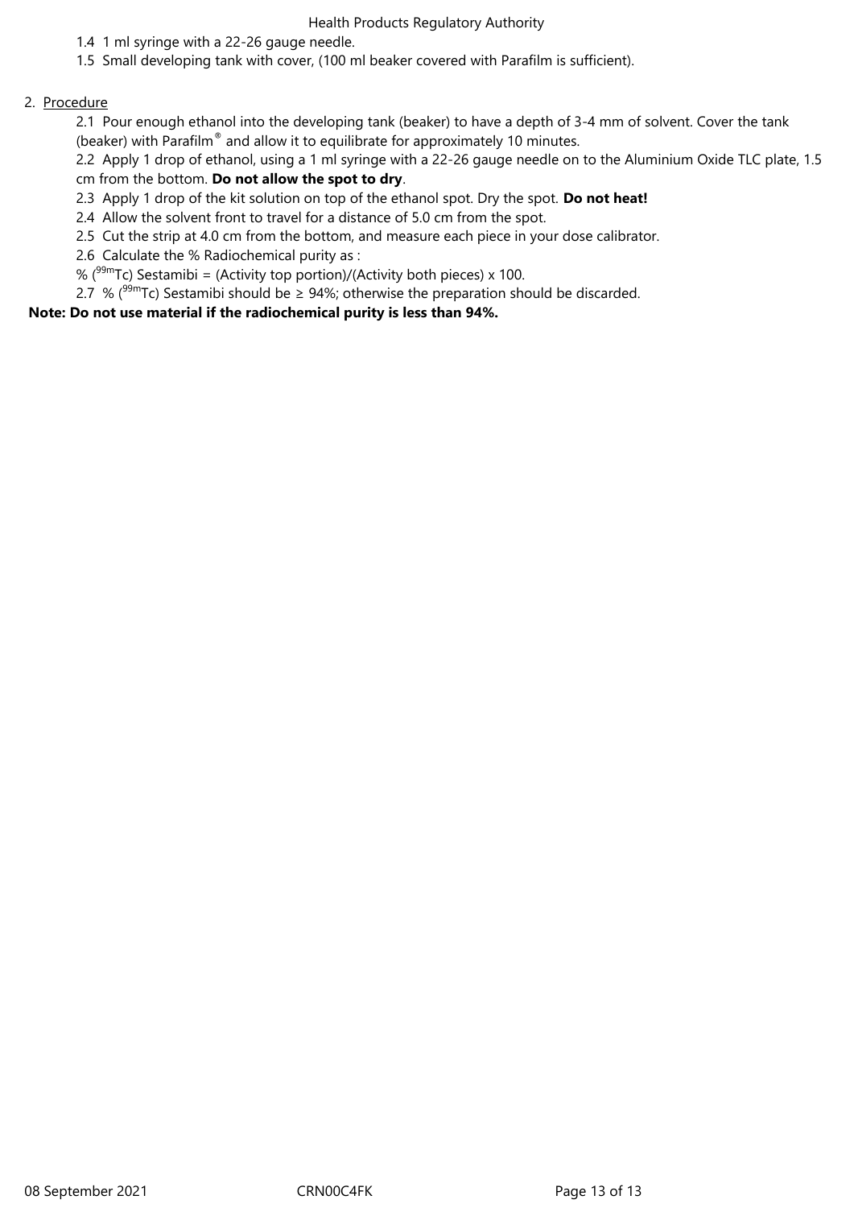1.4 1 ml syringe with a 22-26 gauge needle.

1.5 Small developing tank with cover, (100 ml beaker covered with Parafilm is sufficient).

2. Procedure

2.1 Pour enough ethanol into the developing tank (beaker) to have a depth of 3-4 mm of solvent. Cover the tank (beaker) with Parafilm® and allow it to equilibrate for approximately 10 minutes.

2.2 Apply 1 drop of ethanol, using a 1 ml syringe with a 22-26 needle on to the Aluminium Oxide TLC plate, 1.5 cm from the bottom. **Do not allow the spot to dry**.

2.3 Apply 1 drop of the kit solution on top of the ethanol spot. Dry the spot. **Do not heat!**

2.4 Allow the solvent front to travel for a distance of 5.0 cm from the spot.

2.5 Cut the strip at 4.0 cm from the bottom, and measure each piece in your dose calibrator.

2.6 Calculate the % Radiochemical purity as :

% ($^{99m}$Tc) Sestamibi = (Activity top portion)/(Activity both pieces) x 100.

2.7 % ($^{99m}$Tc) Sestamibi should be ≥ 94%; otherwise the preparation should be discarded.

**Note: Do not use material if the radiochemical purity is less than 94%.**